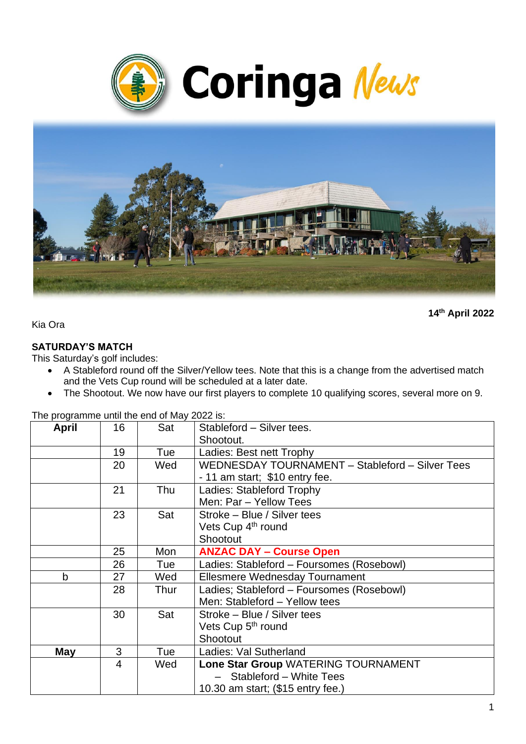# Coringa News

**14th April 2022**

Kia Ora

**SATURDAY'S MATCH**

This Saturday's golf includes:

- A Stableford round off the Silver/Yellow tees. Note that this is a change from the advertised match and the Vets Cup round will be scheduled at a later date.
- The Shootout. We now have our first players to complete 10 qualifying scores, several more on 9.

The programme until the end of May 2022 is:

| **April** | 16 | Sat | Stableford – Silver tees.<br>Shootout. |
|---|---|---|---|
| | 19 | Tue | Ladies: Best nett Trophy |
| | 20 | Wed | WEDNESDAY TOURNAMENT – Stableford – Silver Tees - 11 am start; $10 entry fee. |
| | 21 | Thu | Ladies: Stableford Trophy<br>Men: Par – Yellow Tees |
| | 23 | Sat | Stroke – Blue / Silver tees<br>Vets Cup 4th round<br>Shootout |
| | 25 | Mon | **ANZAC DAY – Course Open** |
| | 26 | Tue | Ladies: Stableford – Foursomes (Rosebowl) |
| b | 27 | Wed | Ellesmere Wednesday Tournament |
| | 28 | Thur | Ladies; Stableford – Foursomes (Rosebowl)<br>Men: Stableford – Yellow tees |
| | 30 | Sat | Stroke – Blue / Silver tees<br>Vets Cup 5th round<br>Shootout |
| **May** | 3 | Tue | Ladies: Val Sutherland |
| | 4 | Wed | **Lone Star Group** WATERING TOURNAMENT – Stableford – White Tees<br>10.30 am start; ($15 entry fee.) |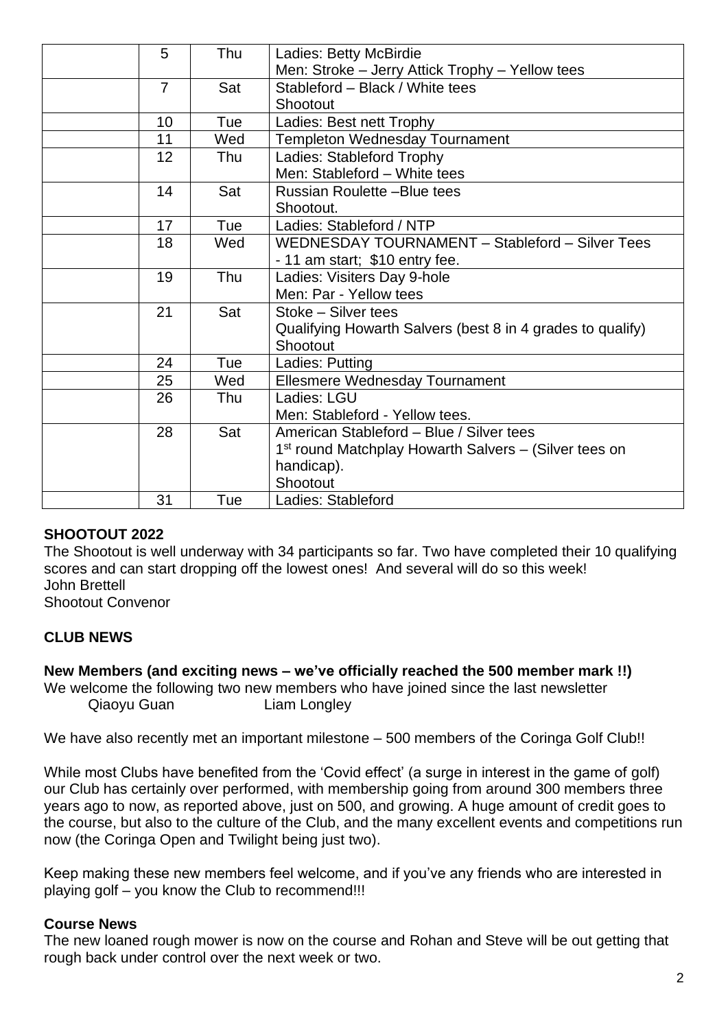| | | | |
|---|---|---|---|
| | 5 | Thu | Ladies: Betty McBirdie<br>Men: Stroke – Jerry Attick Trophy – Yellow tees |
| | 7 | Sat | Stableford – Black / White tees<br>Shootout |
| | 10 | Tue | Ladies: Best nett Trophy |
| | 11 | Wed | Templeton Wednesday Tournament |
| | 12 | Thu | Ladies: Stableford Trophy<br>Men: Stableford – White tees |
| | 14 | Sat | Russian Roulette –Blue tees<br>Shootout. |
| | 17 | Tue | Ladies: Stableford / NTP |
| | 18 | Wed | WEDNESDAY TOURNAMENT – Stableford – Silver Tees<br>- 11 am start; $10 entry fee. |
| | 19 | Thu | Ladies: Visiters Day 9-hole<br>Men: Par - Yellow tees |
| | 21 | Sat | Stoke – Silver tees<br>Qualifying Howarth Salvers (best 8 in 4 grades to qualify)<br>Shootout |
| | 24 | Tue | Ladies: Putting |
| | 25 | Wed | Ellesmere Wednesday Tournament |
| | 26 | Thu | Ladies: LGU<br>Men: Stableford - Yellow tees. |
| | 28 | Sat | American Stableford – Blue / Silver tees<br>1st round Matchplay Howarth Salvers – (Silver tees on handicap).<br>Shootout |
| | 31 | Tue | Ladies: Stableford |

**SHOOTOUT 2022**

The Shootout is well underway with 34 participants so far. Two have completed their 10 qualifying scores and can start dropping off the lowest ones! And several will do so this week!
John Brettell
Shootout Convenor

**CLUB NEWS**

**New Members (and exciting news – we've officially reached the 500 member mark !!)**

We welcome the following two new members who have joined since the last newsletter

Qiaoyu Guan Liam Longley

We have also recently met an important milestone – 500 members of the Coringa Golf Club!!

While most Clubs have benefited from the 'Covid effect' (a surge in interest in the game of golf) our Club has certainly over performed, with membership going from around 300 members three years ago to now, as reported above, just on 500, and growing. A huge amount of credit goes to the course, but also to the culture of the Club, and the many excellent events and competitions run now (the Coringa Open and Twilight being just two).

Keep making these new members feel welcome, and if you've any friends who are interested in playing golf – you know the Club to recommend!!!

**Course News**

The new loaned rough mower is now on the course and Rohan and Steve will be out getting that rough back under control over the next week or two.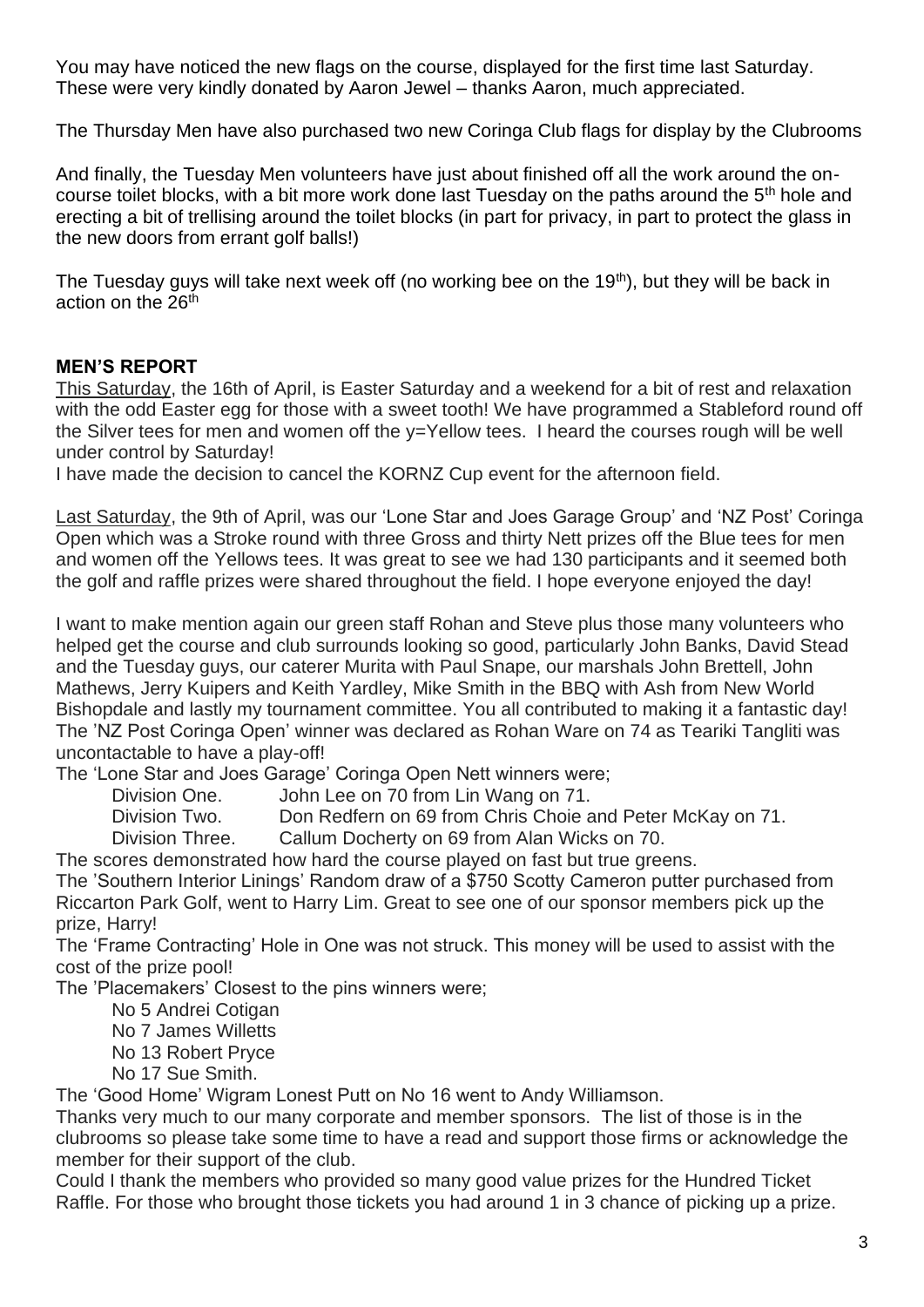You may have noticed the new flags on the course, displayed for the first time last Saturday. These were very kindly donated by Aaron Jewel – thanks Aaron, much appreciated.

The Thursday Men have also purchased two new Coringa Club flags for display by the Clubrooms

And finally, the Tuesday Men volunteers have just about finished off all the work around the on-course toilet blocks, with a bit more work done last Tuesday on the paths around the 5th hole and erecting a bit of trellising around the toilet blocks (in part for privacy, in part to protect the glass in the new doors from errant golf balls!)

The Tuesday guys will take next week off (no working bee on the 19th), but they will be back in action on the 26th

## MEN'S REPORT

This Saturday, the 16th of April, is Easter Saturday and a weekend for a bit of rest and relaxation with the odd Easter egg for those with a sweet tooth! We have programmed a Stableford round off the Silver tees for men and women off the y=Yellow tees. I heard the courses rough will be well under control by Saturday!

I have made the decision to cancel the KORNZ Cup event for the afternoon field.

Last Saturday, the 9th of April, was our 'Lone Star and Joes Garage Group' and 'NZ Post' Coringa Open which was a Stroke round with three Gross and thirty Nett prizes off the Blue tees for men and women off the Yellows tees. It was great to see we had 130 participants and it seemed both the golf and raffle prizes were shared throughout the field. I hope everyone enjoyed the day!

I want to make mention again our green staff Rohan and Steve plus those many volunteers who helped get the course and club surrounds looking so good, particularly John Banks, David Stead and the Tuesday guys, our caterer Murita with Paul Snape, our marshals John Brettell, John Mathews, Jerry Kuipers and Keith Yardley, Mike Smith in the BBQ with Ash from New World Bishopdale and lastly my tournament committee. You all contributed to making it a fantastic day!
The 'NZ Post Coringa Open' winner was declared as Rohan Ware on 74 as Teariki Tangliti was uncontactable to have a play-off!

The 'Lone Star and Joes Garage' Coringa Open Nett winners were;

Division One. John Lee on 70 from Lin Wang on 71.
Division Two. Don Redfern on 69 from Chris Choie and Peter McKay on 71.
Division Three. Callum Docherty on 69 from Alan Wicks on 70.

The scores demonstrated how hard the course played on fast but true greens.

The 'Southern Interior Linings' Random draw of a $750 Scotty Cameron putter purchased from Riccarton Park Golf, went to Harry Lim. Great to see one of our sponsor members pick up the prize, Harry!

The 'Frame Contracting' Hole in One was not struck. This money will be used to assist with the cost of the prize pool!

The 'Placemakers' Closest to the pins winners were;

No 5 Andrei Cotigan
No 7 James Willetts
No 13 Robert Pryce
No 17 Sue Smith.

The 'Good Home' Wigram Lonest Putt on No 16 went to Andy Williamson.

Thanks very much to our many corporate and member sponsors. The list of those is in the clubrooms so please take some time to have a read and support those firms or acknowledge the member for their support of the club.

Could I thank the members who provided so many good value prizes for the Hundred Ticket Raffle. For those who brought those tickets you had around 1 in 3 chance of picking up a prize.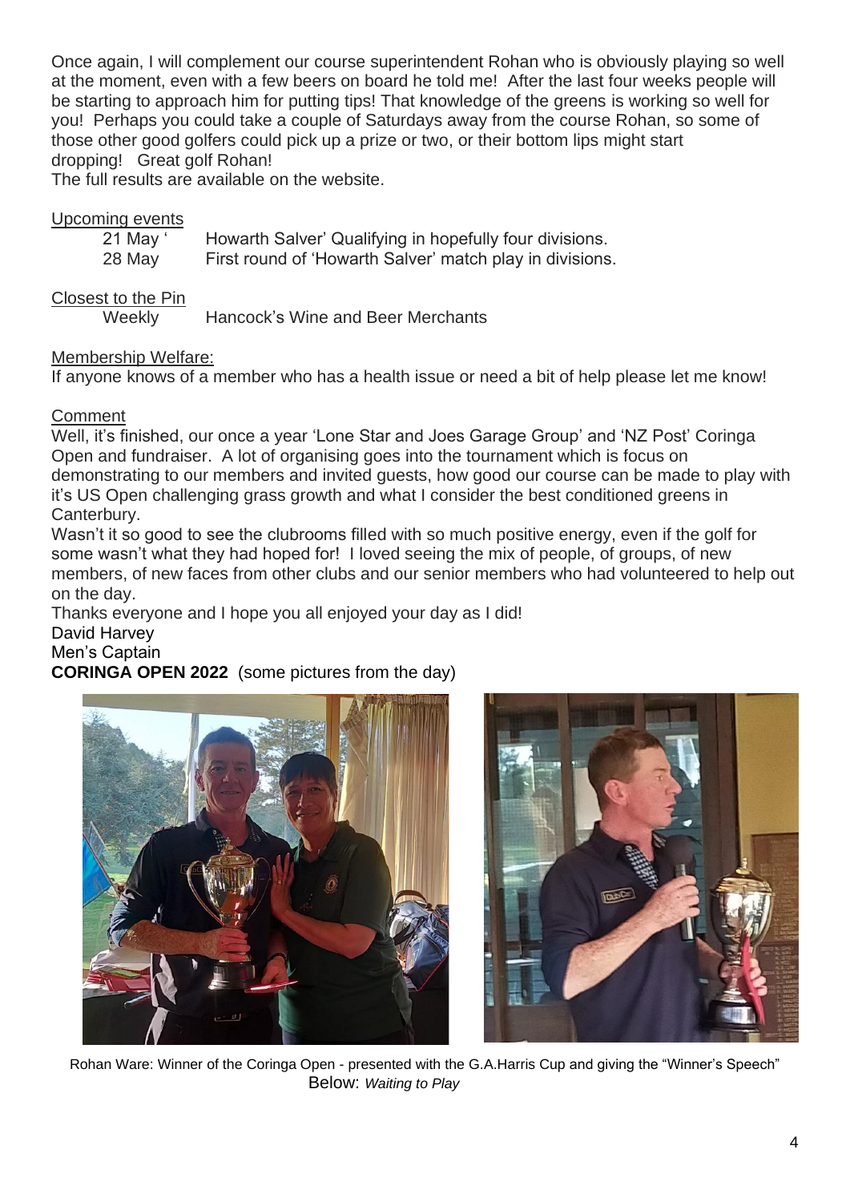Once again, I will complement our course superintendent Rohan who is obviously playing so well at the moment, even with a few beers on board he told me! After the last four weeks people will be starting to approach him for putting tips! That knowledge of the greens is working so well for you! Perhaps you could take a couple of Saturdays away from the course Rohan, so some of those other good golfers could pick up a prize or two, or their bottom lips might start dropping! Great golf Rohan!
The full results are available on the website.

Upcoming events

| | |
|---|---|
| 21 May ' | Howarth Salver' Qualifying in hopefully four divisions. |
| 28 May | First round of 'Howarth Salver' match play in divisions. |

Closest to the Pin

| | |
|---|---|
| Weekly | Hancock's Wine and Beer Merchants |

Membership Welfare:
If anyone knows of a member who has a health issue or need a bit of help please let me know!

Comment
Well, it's finished, our once a year 'Lone Star and Joes Garage Group' and 'NZ Post' Coringa Open and fundraiser. A lot of organising goes into the tournament which is focus on demonstrating to our members and invited guests, how good our course can be made to play with it's US Open challenging grass growth and what I consider the best conditioned greens in Canterbury.
Wasn't it so good to see the clubrooms filled with so much positive energy, even if the golf for some wasn't what they had hoped for! I loved seeing the mix of people, of groups, of new members, of new faces from other clubs and our senior members who had volunteered to help out on the day.
Thanks everyone and I hope you all enjoyed your day as I did!
David Harvey
Men's Captain

**CORINGA OPEN 2022** (some pictures from the day)

Rohan Ware: Winner of the Coringa Open - presented with the G.A.Harris Cup and giving the "Winner's Speech"
Below: *Waiting to Play*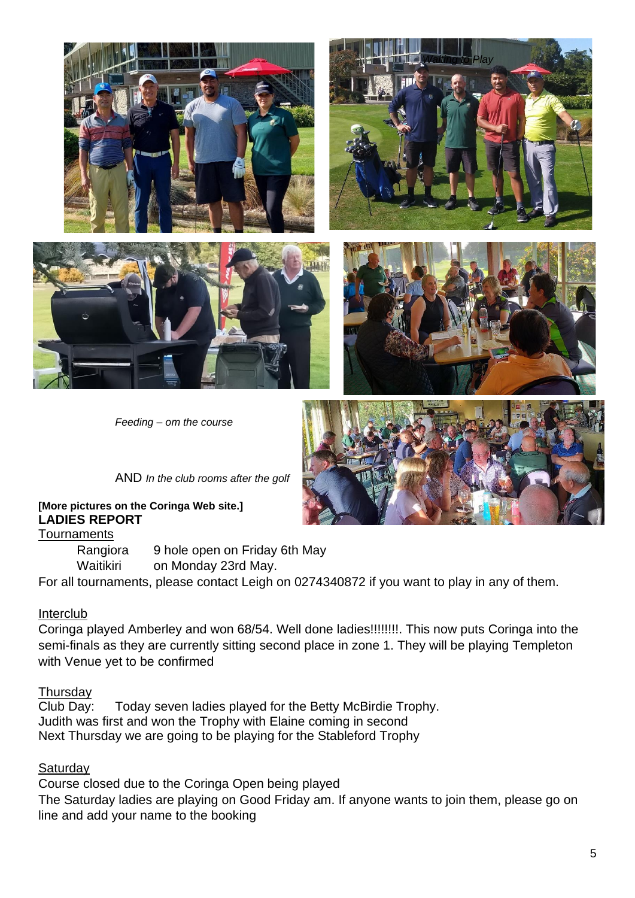*Waiting to Play*

*Feeding – om the course*

AND *In the club rooms after the golf*

**[More pictures on the Coringa Web site.]**

## LADIES REPORT

Tournaments

Rangiora 9 hole open on Friday 6th May
Waitikiri on Monday 23rd May.

For all tournaments, please contact Leigh on 0274340872 if you want to play in any of them.

Interclub

Coringa played Amberley and won 68/54. Well done ladies!!!!!!!!. This now puts Coringa into the semi-finals as they are currently sitting second place in zone 1. They will be playing Templeton with Venue yet to be confirmed

Thursday

Club Day: Today seven ladies played for the Betty McBirdie Trophy.
Judith was first and won the Trophy with Elaine coming in second
Next Thursday we are going to be playing for the Stableford Trophy

Saturday

Course closed due to the Coringa Open being played
The Saturday ladies are playing on Good Friday am. If anyone wants to join them, please go on line and add your name to the booking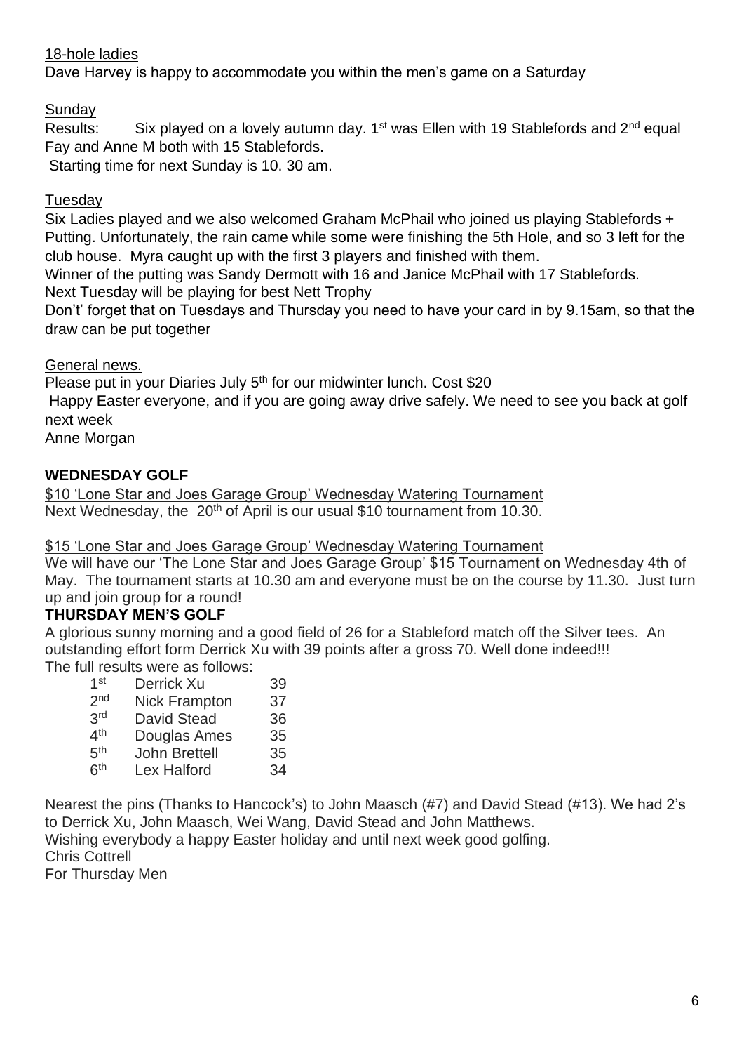18-hole ladies

Dave Harvey is happy to accommodate you within the men's game on a Saturday

Sunday

Results: Six played on a lovely autumn day. 1st was Ellen with 19 Stablefords and 2nd equal Fay and Anne M both with 15 Stablefords.

Starting time for next Sunday is 10. 30 am.

Tuesday

Six Ladies played and we also welcomed Graham McPhail who joined us playing Stablefords + Putting. Unfortunately, the rain came while some were finishing the 5th Hole, and so 3 left for the club house. Myra caught up with the first 3 players and finished with them.

Winner of the putting was Sandy Dermott with 16 and Janice McPhail with 17 Stablefords.

Next Tuesday will be playing for best Nett Trophy

Don't' forget that on Tuesdays and Thursday you need to have your card in by 9.15am, so that the draw can be put together

General news.

Please put in your Diaries July 5th for our midwinter lunch. Cost $20

Happy Easter everyone, and if you are going away drive safely. We need to see you back at golf next week

Anne Morgan

**WEDNESDAY GOLF**

$10 'Lone Star and Joes Garage Group' Wednesday Watering Tournament

Next Wednesday, the 20th of April is our usual $10 tournament from 10.30.

$15 'Lone Star and Joes Garage Group' Wednesday Watering Tournament

We will have our 'The Lone Star and Joes Garage Group' $15 Tournament on Wednesday 4th of May. The tournament starts at 10.30 am and everyone must be on the course by 11.30. Just turn up and join group for a round!

**THURSDAY MEN'S GOLF**

A glorious sunny morning and a good field of 26 for a Stableford match off the Silver tees. An outstanding effort form Derrick Xu with 39 points after a gross 70. Well done indeed!!!

The full results were as follows:

| | | |
|---|---|---|
| 1st | Derrick Xu | 39 |
| 2nd | Nick Frampton | 37 |
| 3rd | David Stead | 36 |
| 4th | Douglas Ames | 35 |
| 5th | John Brettell | 35 |
| 6th | Lex Halford | 34 |

Nearest the pins (Thanks to Hancock's) to John Maasch (#7) and David Stead (#13). We had 2's to Derrick Xu, John Maasch, Wei Wang, David Stead and John Matthews.

Wishing everybody a happy Easter holiday and until next week good golfing.

Chris Cottrell

For Thursday Men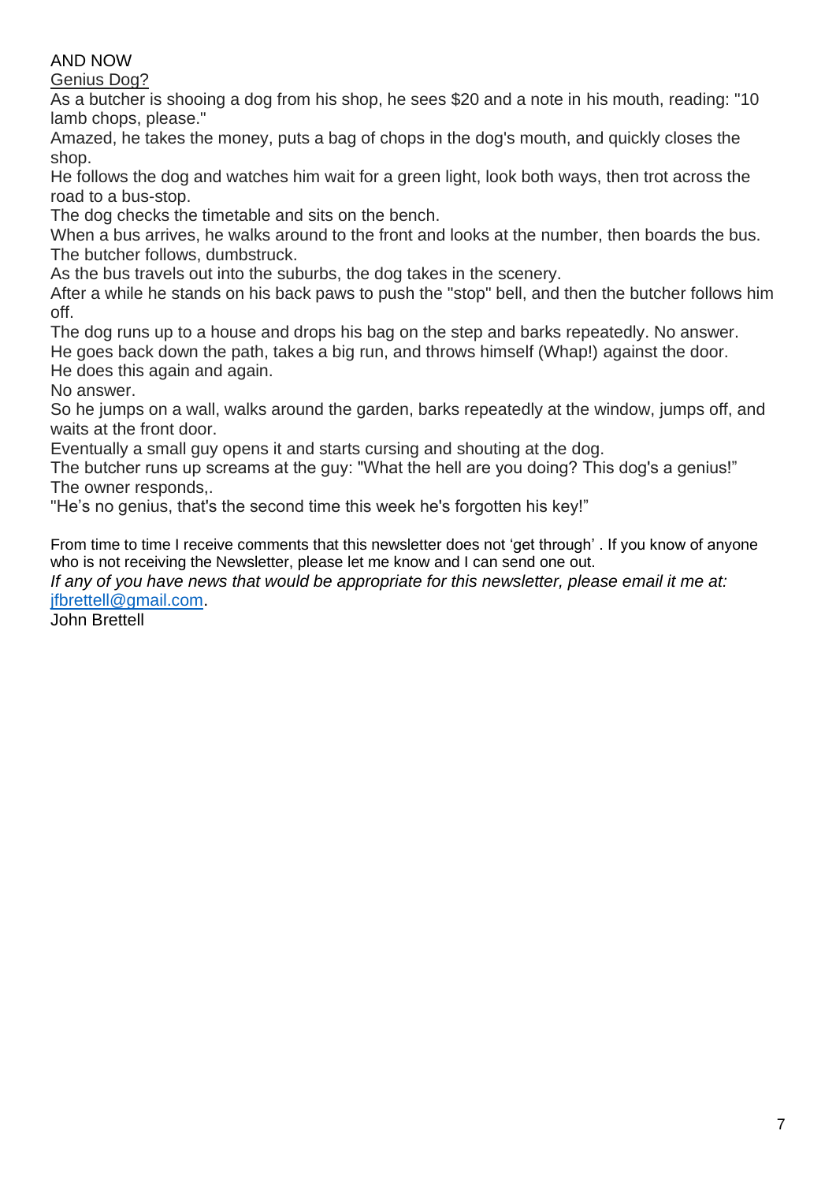AND NOW

Genius Dog?

As a butcher is shooing a dog from his shop, he sees $20 and a note in his mouth, reading: "10 lamb chops, please."

Amazed, he takes the money, puts a bag of chops in the dog's mouth, and quickly closes the shop.

He follows the dog and watches him wait for a green light, look both ways, then trot across the road to a bus-stop.

The dog checks the timetable and sits on the bench.

When a bus arrives, he walks around to the front and looks at the number, then boards the bus.

The butcher follows, dumbstruck.

As the bus travels out into the suburbs, the dog takes in the scenery.

After a while he stands on his back paws to push the "stop" bell, and then the butcher follows him off.

The dog runs up to a house and drops his bag on the step and barks repeatedly. No answer.

He goes back down the path, takes a big run, and throws himself (Whap!) against the door.

He does this again and again.

No answer.

So he jumps on a wall, walks around the garden, barks repeatedly at the window, jumps off, and waits at the front door.

Eventually a small guy opens it and starts cursing and shouting at the dog.

The butcher runs up screams at the guy: "What the hell are you doing? This dog's a genius!"

The owner responds,.

"He's no genius, that's the second time this week he's forgotten his key!"

From time to time I receive comments that this newsletter does not 'get through' . If you know of anyone who is not receiving the Newsletter, please let me know and I can send one out.

*If any of you have news that would be appropriate for this newsletter, please email it me at:* jfbrettell@gmail.com.

John Brettell